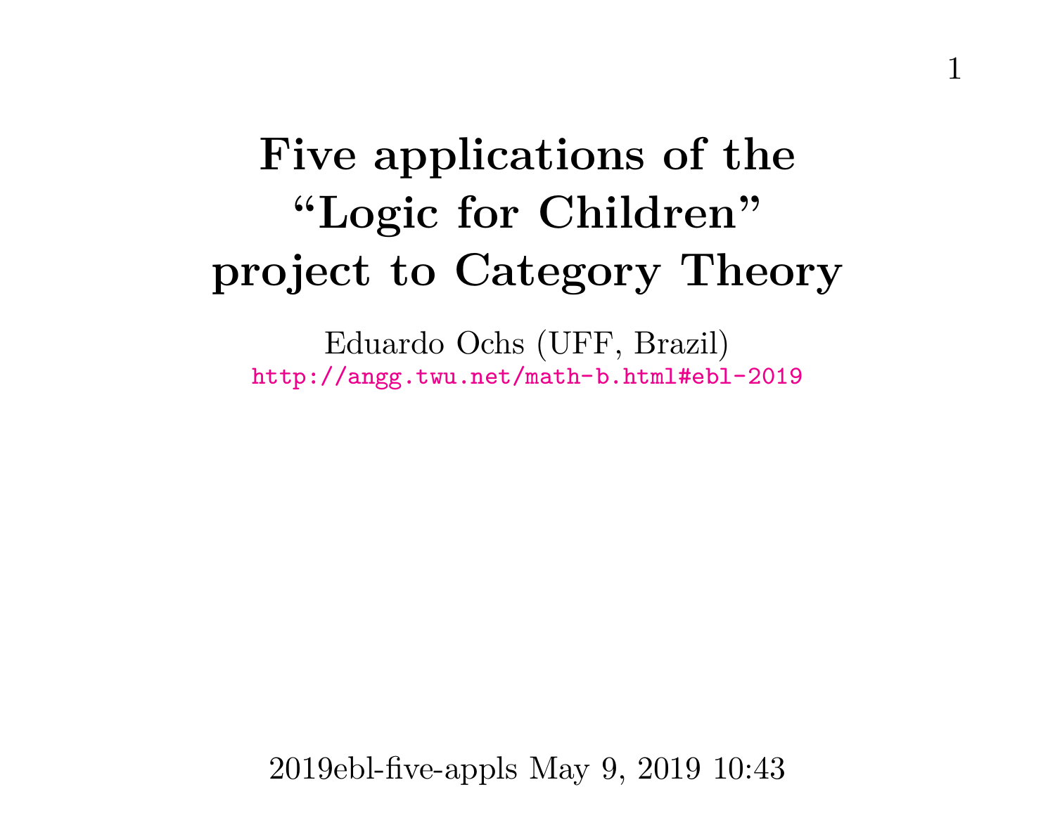# Five applications of the “Logic for Children” project to Category Theory

Eduardo Ochs (UFF, Brazil)
http://angg.twu.net/math-b.html#ebl-2019

2019ebl-five-appls May 9, 2019 10:43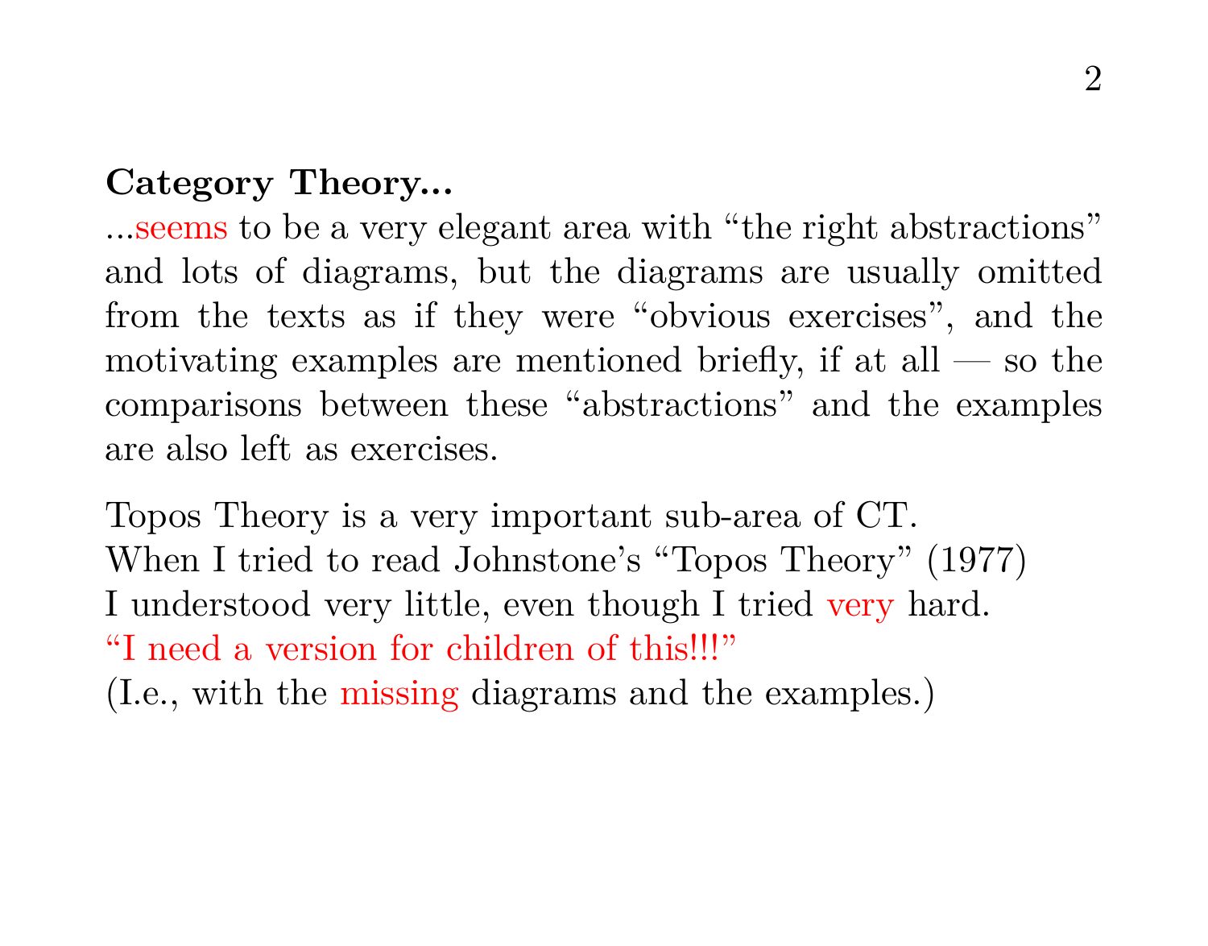**Category Theory...**

...seems to be a very elegant area with "the right abstractions" and lots of diagrams, but the diagrams are usually omitted from the texts as if they were "obvious exercises", and the motivating examples are mentioned briefly, if at all — so the comparisons between these "abstractions" and the examples are also left as exercises.

Topos Theory is a very important sub-area of CT.
When I tried to read Johnstone's "Topos Theory" (1977)
I understood very little, even though I tried very hard.
"I need a version for children of this!!!"
(I.e., with the missing diagrams and the examples.)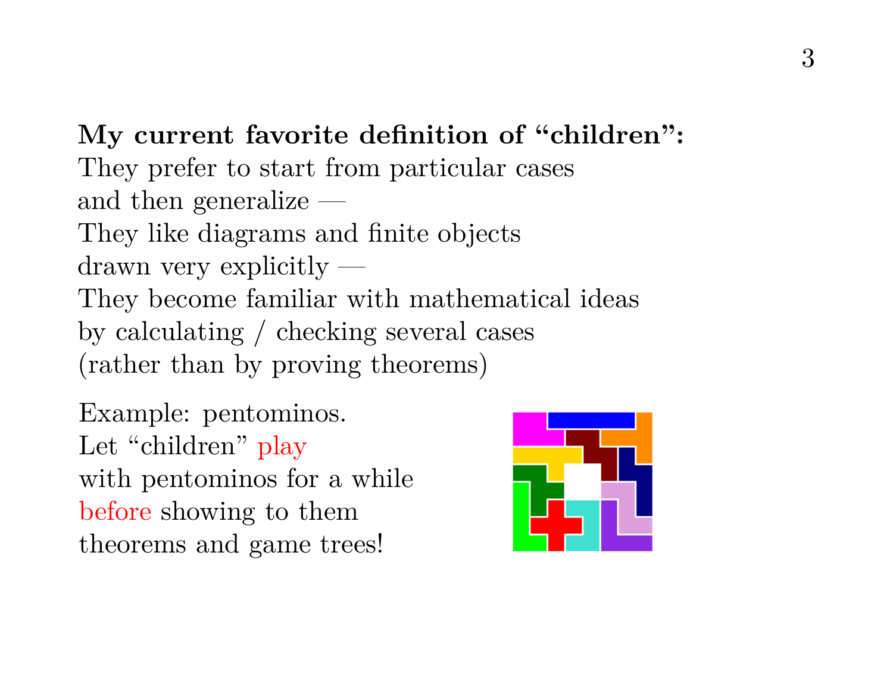**My current favorite definition of "children":**
They prefer to start from particular cases
and then generalize —
They like diagrams and finite objects
drawn very explicitly —
They become familiar with mathematical ideas
by calculating / checking several cases
(rather than by proving theorems)

Example: pentominos.
Let "children" play
with pentominos for a while
before showing to them
theorems and game trees!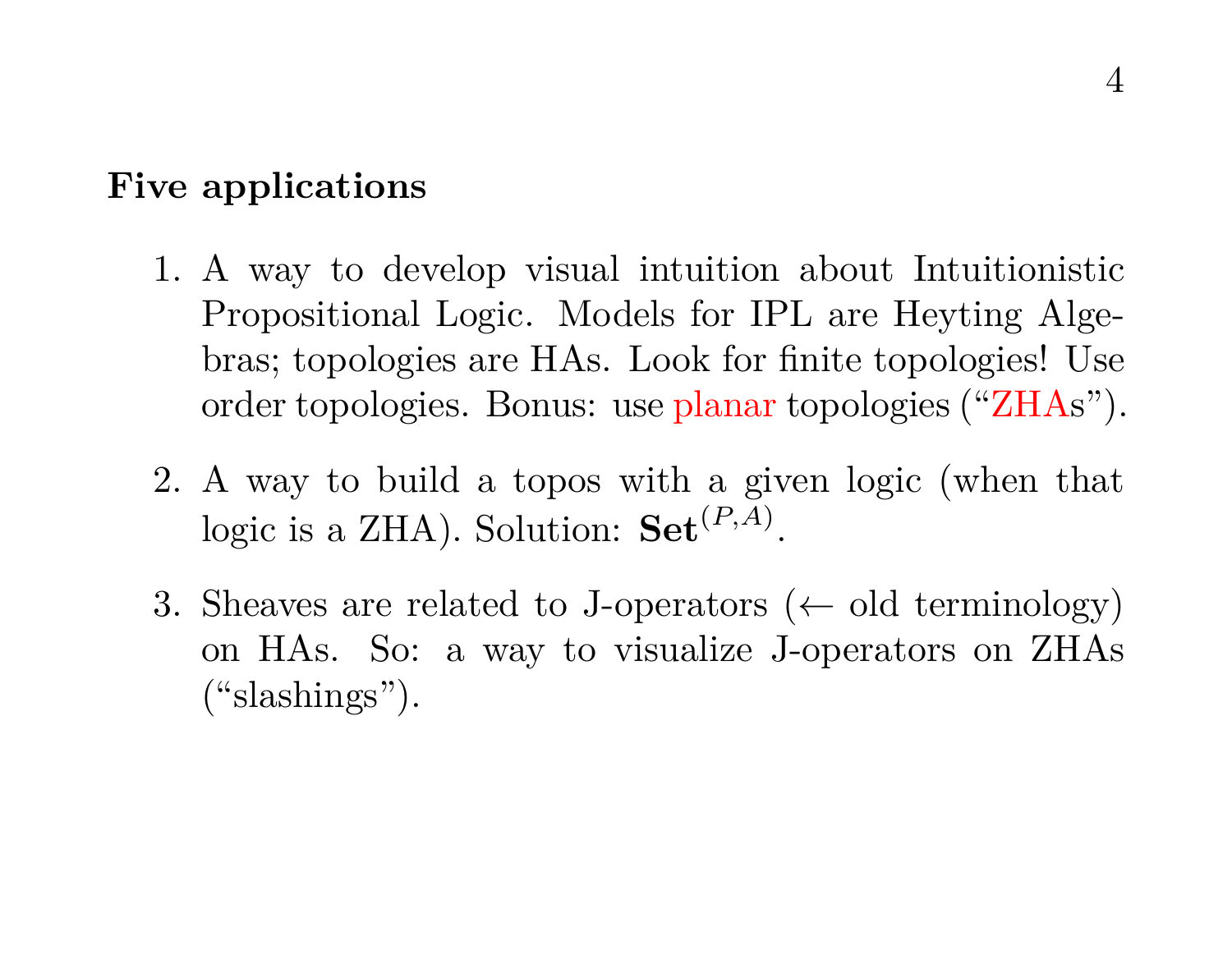**Five applications**

1. A way to develop visual intuition about Intuitionistic Propositional Logic. Models for IPL are Heyting Algebras; topologies are HAs. Look for finite topologies! Use order topologies. Bonus: use planar topologies ("ZHAs").

2. A way to build a topos with a given logic (when that logic is a ZHA). Solution: $\mathbf{Set}^{(P,A)}$.

3. Sheaves are related to J-operators ($\leftarrow$ old terminology) on HAs. So: a way to visualize J-operators on ZHAs ("slashings").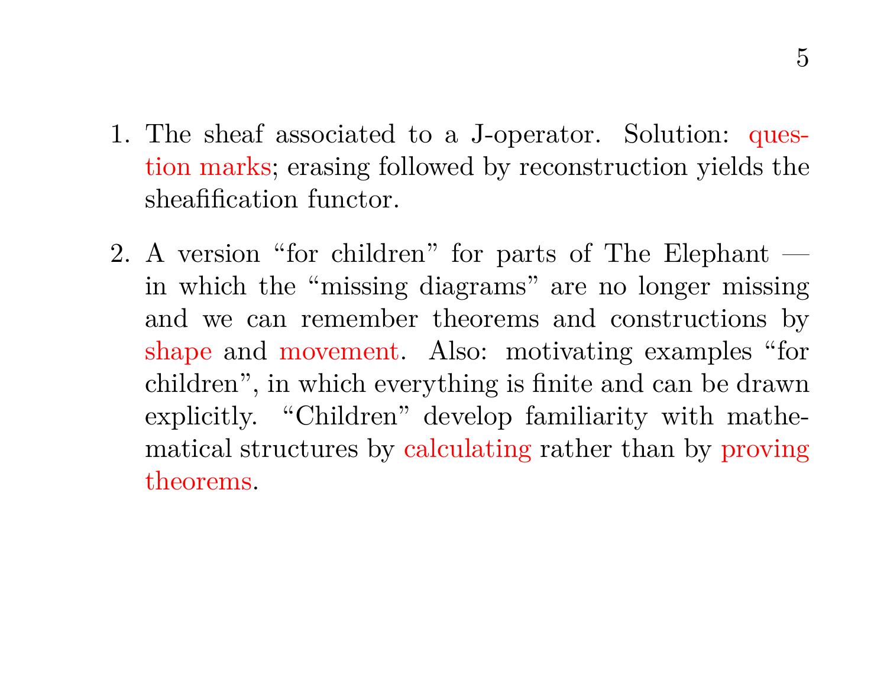1. The sheaf associated to a J-operator. Solution: question marks; erasing followed by reconstruction yields the sheafification functor.

2. A version "for children" for parts of The Elephant — in which the "missing diagrams" are no longer missing and we can remember theorems and constructions by shape and movement. Also: motivating examples "for children", in which everything is finite and can be drawn explicitly. "Children" develop familiarity with mathematical structures by calculating rather than by proving theorems.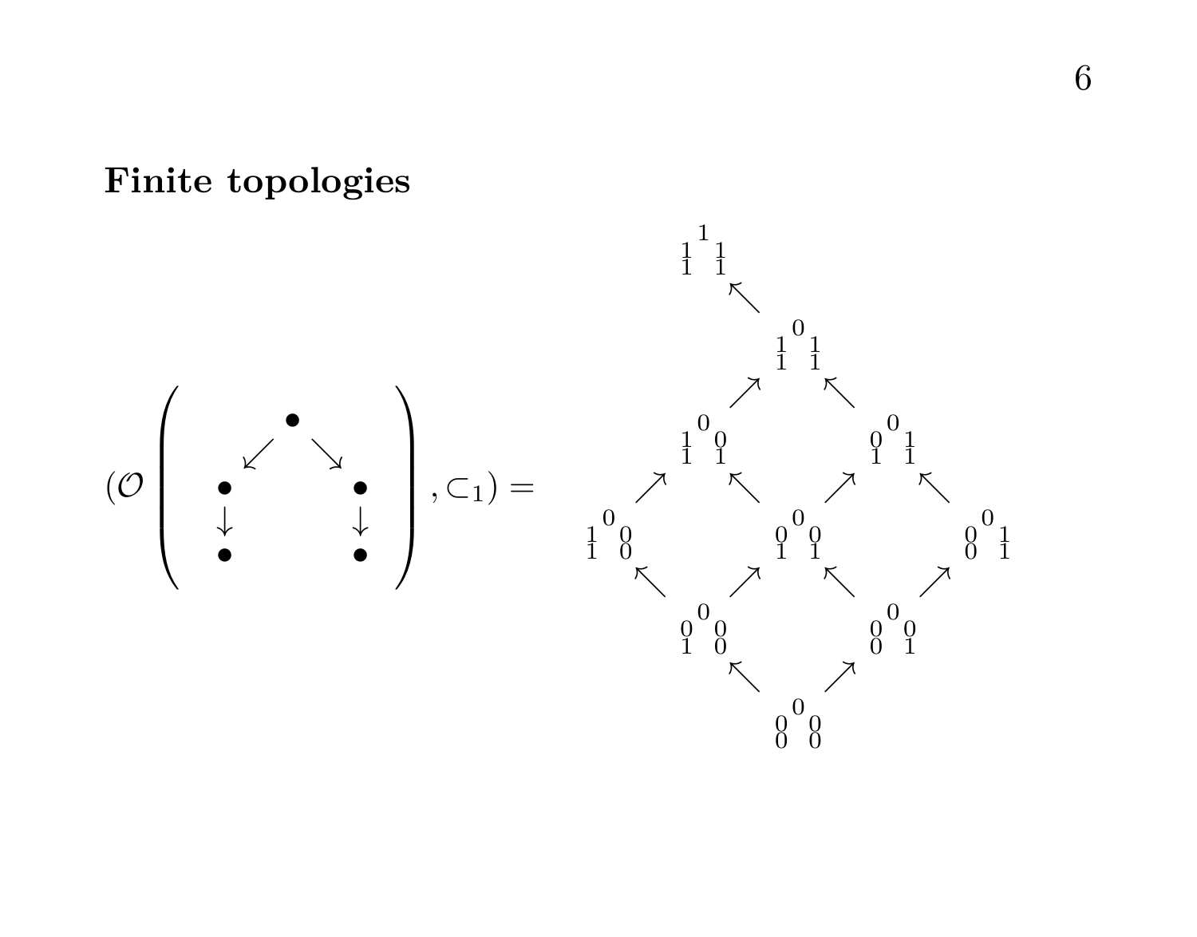## Finite topologies

$$
\left(\mathcal{O}\left(\begin{array}{ccc} & \bullet & \\ \swarrow & & \searrow \\ \bullet & & \bullet \\ \downarrow & & \downarrow \\ \bullet & & \bullet \end{array}\right), \subset_1\right) =
$$

$$
\begin{array}{ccccccccc}
 & {}^{1}_{\substack{1\ \ 1\\1\ \ 1}} & & & & & & & \\
 & & \nwarrow & & & & & & \\
 & & & {}^{0}_{\substack{1\ \ 1\\1\ \ 1}} & & & & & \\
 & & \nearrow & & \nwarrow & & & & \\
 & {}^{0}_{\substack{1\ \ 0\\1\ \ 1}} & & & & {}^{0}_{\substack{0\ \ 1\\1\ \ 1}} & & & \\
\nearrow & & \nwarrow & & \nearrow & & \nwarrow & & \\
{}^{0}_{\substack{1\ \ 0\\1\ \ 0}} & & & {}^{0}_{\substack{0\ \ 0\\1\ \ 1}} & & & & {}^{0}_{\substack{0\ \ 1\\0\ \ 1}} & \\
\nwarrow & & \nearrow & & \nwarrow & & \nearrow & & \\
 & {}^{0}_{\substack{0\ \ 0\\1\ \ 0}} & & & & {}^{0}_{\substack{0\ \ 0\\0\ \ 1}} & & & \\
 & & \nwarrow & & \nearrow & & & & \\
 & & & {}^{0}_{\substack{0\ \ 0\\0\ \ 0}} & & & & &
\end{array}
$$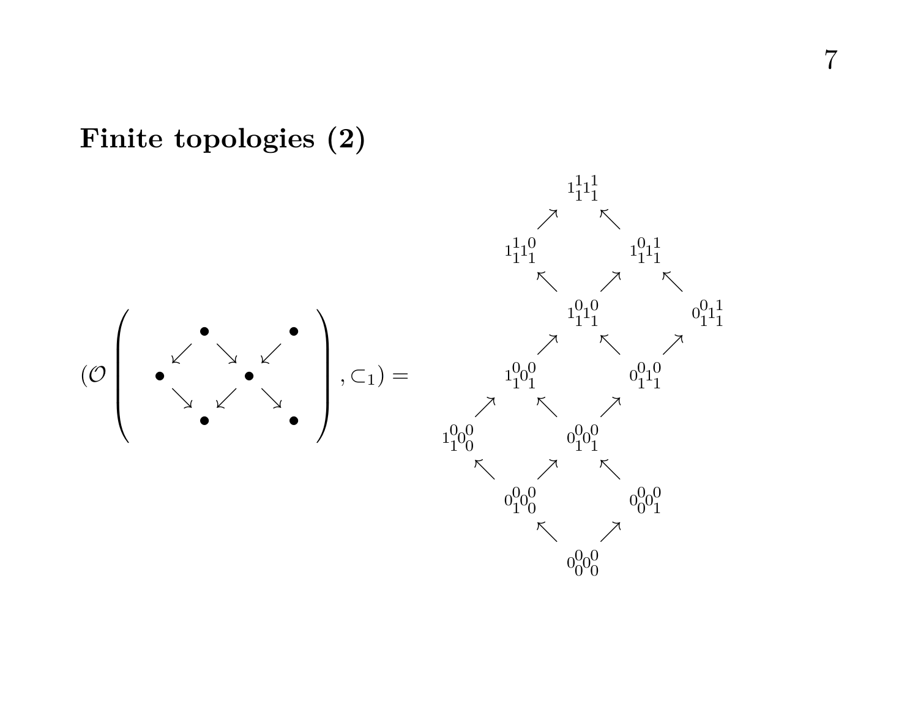## Finite topologies (2)

$$
\left(\mathcal{O}\left(
\begin{array}{ccccc}
 & \bullet & & & \bullet \\
\swarrow & & \searrow & \swarrow & \\
\bullet & & \bullet & & \\
\searrow & & \swarrow\ \searrow & & \\
 & \bullet & & & \bullet
\end{array}
\right), \subset_1\right) =
\begin{array}{ccccccc}
 & & & {}_1{}^1{}_1{}^1{}_1 & & & \\
 & & \nearrow & & \nwarrow & & \\
 & {}_1{}^1{}_1{}^0{}_1 & & & & {}_1{}^0{}_1{}^1{}_1 & \\
 & & \nwarrow & & \nearrow & & \nwarrow \\
 & & & {}_1{}^0{}_1{}^0{}_1 & & & {}_0{}^0{}_1{}^1{}_1 \\
 & & \nearrow & & \nwarrow & & \nearrow \\
 & {}_1{}^0{}_1{}^0{}_1 & & & & {}_0{}^0{}_1{}^1{}_1 & \\
 \nearrow & & \nwarrow & & \nearrow & & \\
{}_1{}^0{}_1{}^0{}_0 & & & {}_0{}^0{}_1{}^0{}_1 & & & \\
 \nwarrow & & \nearrow & & \nwarrow & & \\
 & {}_0{}^0{}_1{}^0{}_0 & & & & {}_0{}^0{}_0{}^0{}_1 & \\
 & & \nwarrow & & \nearrow & & \\
 & & & {}_0{}^0{}_0{}^0{}_0 & & &
\end{array}
$$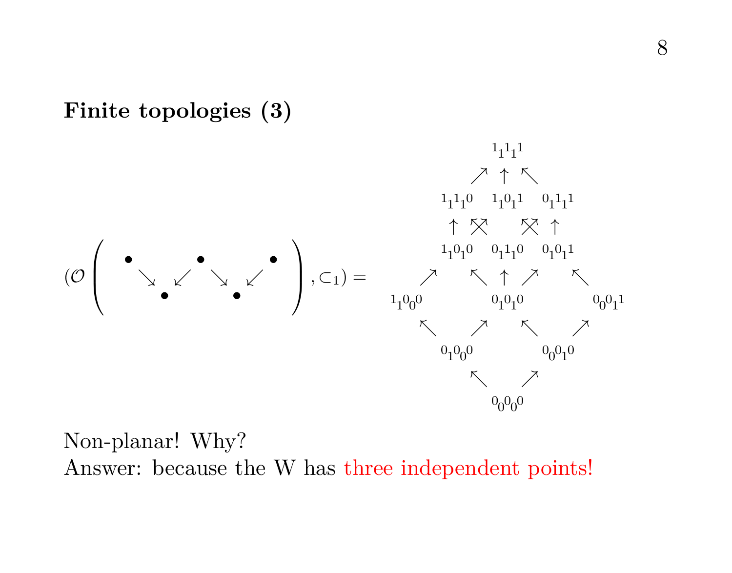## Finite topologies (3)

$$
(\mathcal{O}\left(\begin{array}{ccccccccc} \bullet & & & & \bullet & & & & \bullet \\ & \searrow & & \swarrow & & \searrow & & \swarrow & \\ & & \bullet & & & & \bullet & & \end{array}\right), \subset_1) =
\begin{array}{ccccccccc}
& & & & {}^1{}_1{}^1{}_1{}^1 & & & & \\
& & & \nearrow & \uparrow & \nwarrow & & & \\
& & {}^1{}_1{}^1{}_1{}^0 & & {}^1{}_1{}^0{}_1{}^1 & & {}^0{}_1{}^1{}_1{}^1 & & \\
& & \uparrow \;\; \nwarrow\!\!\!\!\nearrow & & & & \nwarrow\!\!\!\!\nearrow \;\; \uparrow & & \\
& & {}^1{}_1{}^0{}_1{}^0 & & {}^0{}_1{}^1{}_1{}^0 & & {}^0{}_1{}^0{}_1{}^1 & & \\
& \nearrow & & \nwarrow & \uparrow & \nearrow & & \nwarrow & \\
{}^1{}_1{}^0{}_0{}^0 & & & & {}^0{}_1{}^0{}_1{}^0 & & & & {}^0{}_0{}^0{}_1{}^1 \\
& \nwarrow & & \nearrow & & \nwarrow & & \nearrow & \\
& & {}^0{}_1{}^0{}_0{}^0 & & & & {}^0{}_0{}^0{}_1{}^0 & & \\
& & & \nwarrow & & \nearrow & & & \\
& & & & {}^0{}_0{}^0{}_0{}^0 & & & &
\end{array}
$$

Non-planar! Why?
Answer: because the W has three independent points!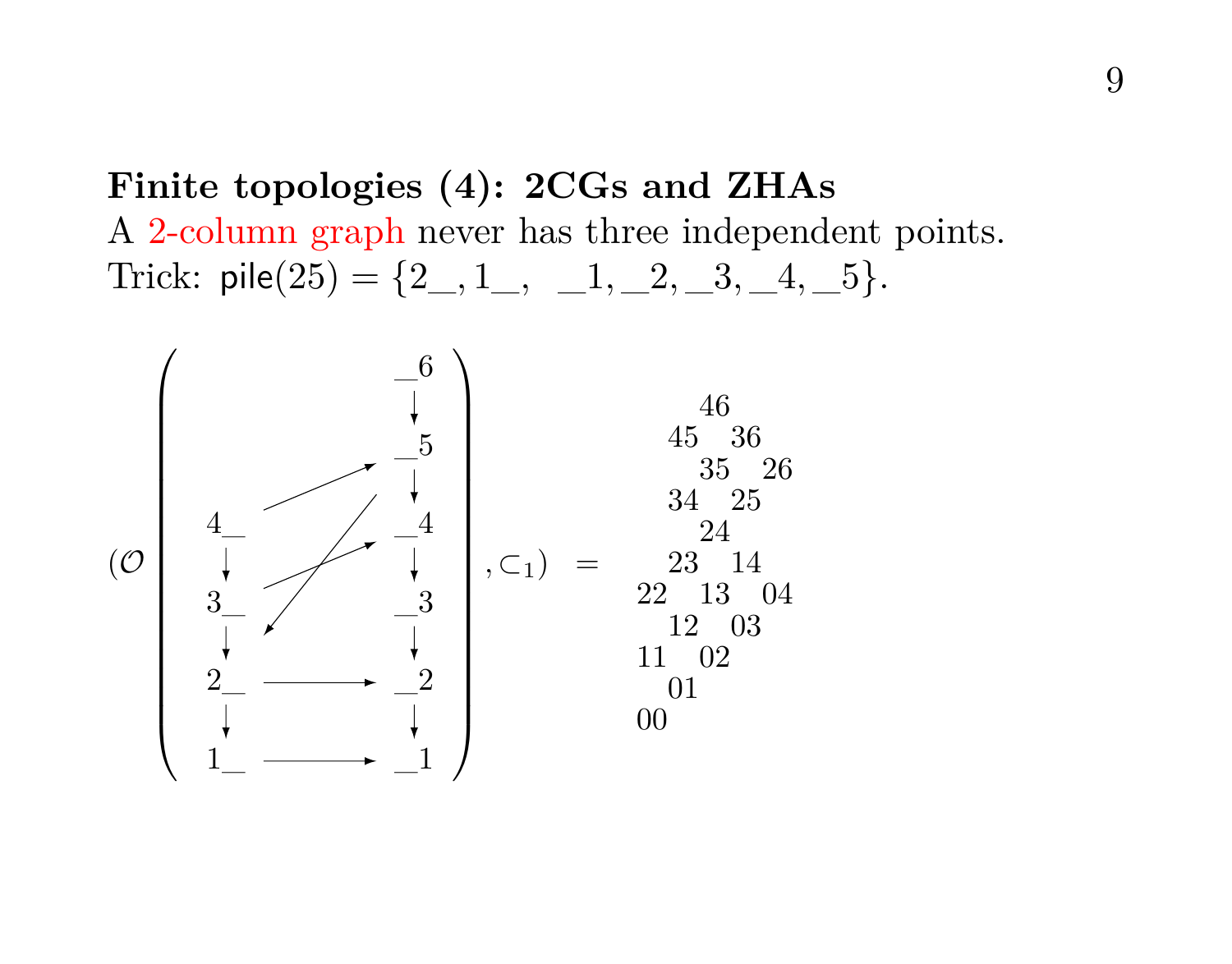**Finite topologies (4): 2CGs and ZHAs**

A 2-column graph never has three independent points.
Trick: $\mathsf{pile}(25) = \{2\_, 1\_, \ \_1, \_2, \_3, \_4, \_5\}$.

$$
\left(\mathcal{O}\left(\begin{array}{ccc}
 & & \_6 \\
 & & \downarrow \\
 & & \_5 \\
 & & \downarrow \\
4\_ & & \_4 \\
\downarrow & & \downarrow \\
3\_ & & \_3 \\
\downarrow & & \downarrow \\
2\_ & \longrightarrow & \_2 \\
\downarrow & & \downarrow \\
1\_ & \longrightarrow & \_1
\end{array}\right), \subset_1\right) \quad = \quad
\begin{array}{ccccc}
 & & 46 & & \\
 & 45 & & 36 & \\
 & & 35 & & 26 \\
 & 34 & & 25 & \\
 & & 24 & & \\
 & 23 & & 14 & \\
22 & & 13 & & 04 \\
 & 12 & & 03 & \\
11 & & 02 & & \\
 & 01 & & & \\
00 & & & &
\end{array}
$$

(Additional arrows in the graph: $4\_ \to \_5$, $3\_ \to \_4$, $\_5 \to 3\_$.)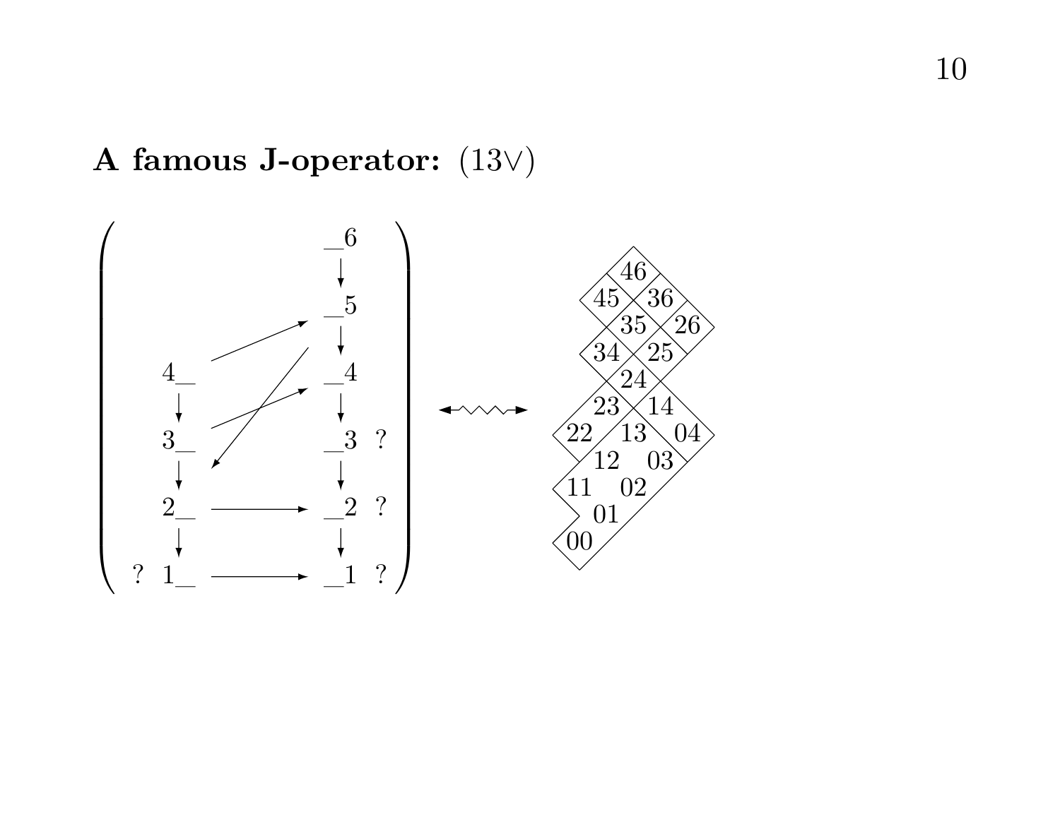**A famous J-operator:** $(13\vee)$

$$
\left(
\begin{array}{ccccc}
 & & & \_6 & \\
 & & & \downarrow & \\
 & & & \_5 & \\
 & & & \downarrow & \\
 & 4\_ & & \_4 & \\
 & \downarrow & & \downarrow & \\
 & 3\_ & & \_3 & ? \\
 & \downarrow & & \downarrow & \\
 & 2\_ & \longrightarrow & \_2 & ? \\
 & \downarrow & & \downarrow & \\
? & 1\_ & \longrightarrow & \_1 & ?
\end{array}
\right)
\quad \longleftrightarrow \quad
\begin{array}{c}
46 \\
45 \quad 36 \\
35 \quad 26 \\
34 \quad 25 \\
24 \\
23 \quad 14 \\
22 \quad 13 \quad 04 \\
12 \quad 03 \\
11 \quad 02 \\
01 \\
00
\end{array}
$$

(Arrows in the left diagram: $4\_ \to \_5$, $3\_ \to \_4$, $\_5 \to 2\_$ region, $2\_ \to \_2$, $1\_ \to \_1$.)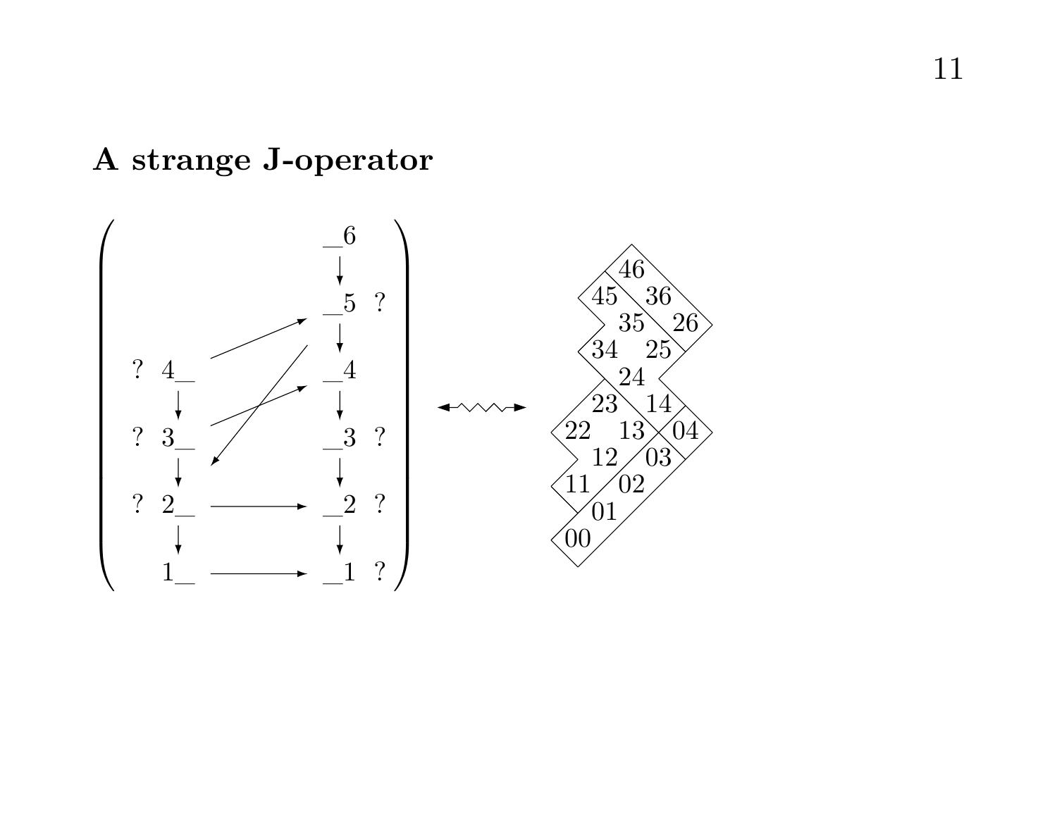## A strange J-operator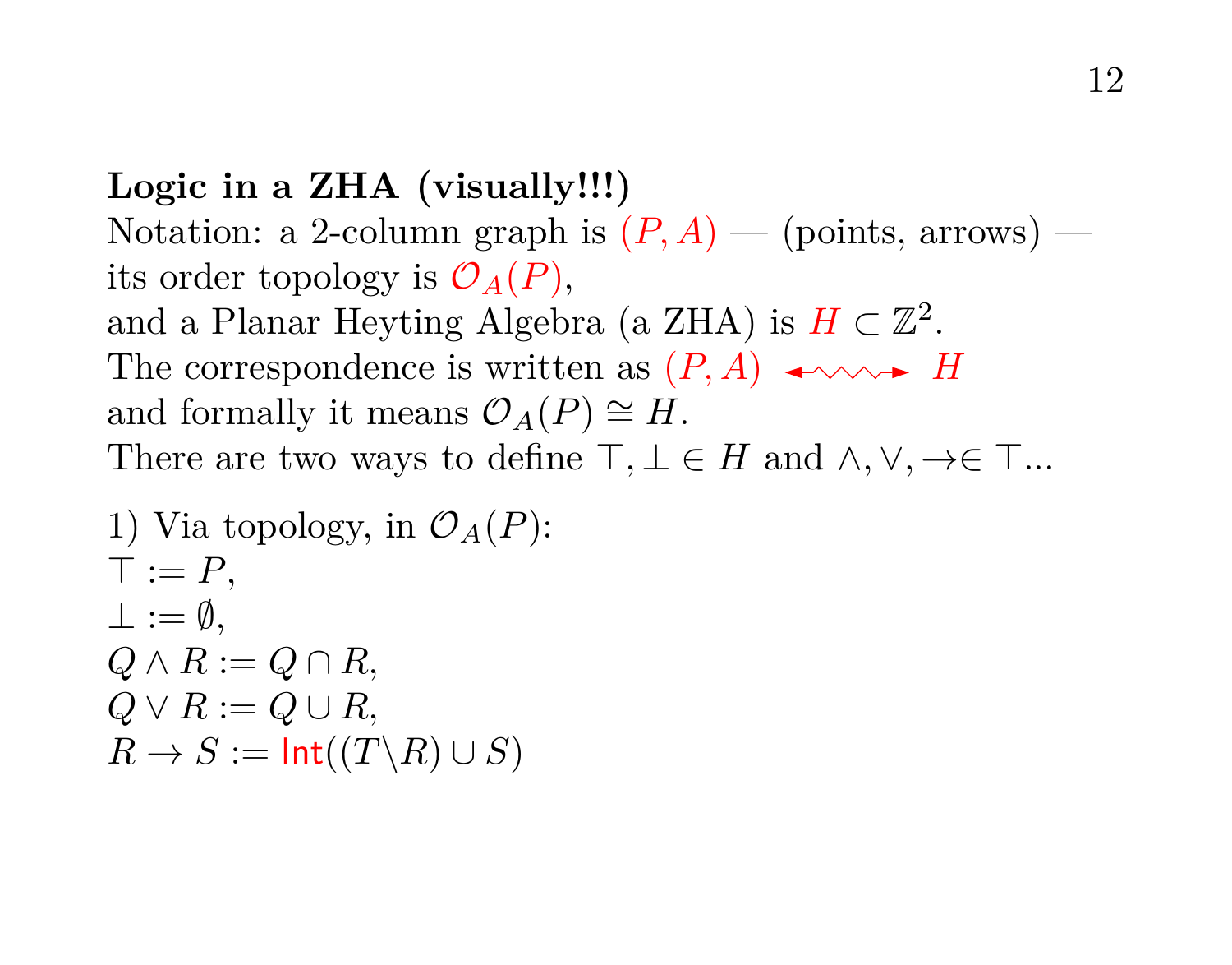**Logic in a ZHA (visually!!!)**

Notation: a 2-column graph is $(P, A)$ — (points, arrows) — its order topology is $\mathcal{O}_A(P)$, and a Planar Heyting Algebra (a ZHA) is $H \subset \mathbb{Z}^2$.

The correspondence is written as $(P, A) \leftrightsquigarrow H$ and formally it means $\mathcal{O}_A(P) \cong H$.

There are two ways to define $\top, \bot \in H$ and $\land, \lor, \to \in \top$...

1) Via topology, in $\mathcal{O}_A(P)$:

$\top := P$,
$\bot := \emptyset$,
$Q \land R := Q \cap R$,
$Q \lor R := Q \cup R$,
$R \to S := \mathsf{Int}((T \backslash R) \cup S)$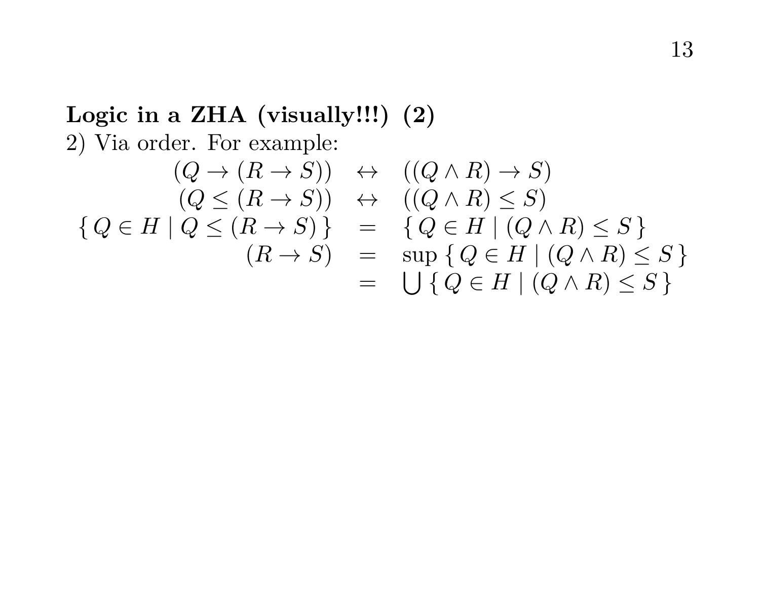**Logic in a ZHA (visually!!!) (2)**

2) Via order. For example:

$$
\begin{array}{rcl}
(Q \to (R \to S)) & \leftrightarrow & ((Q \land R) \to S) \\
(Q \leq (R \to S)) & \leftrightarrow & ((Q \land R) \leq S) \\
\{\, Q \in H \mid Q \leq (R \to S) \,\} & = & \{\, Q \in H \mid (Q \land R) \leq S \,\} \\
(R \to S) & = & \sup \{\, Q \in H \mid (Q \land R) \leq S \,\} \\
& = & \bigcup \{\, Q \in H \mid (Q \land R) \leq S \,\}
\end{array}
$$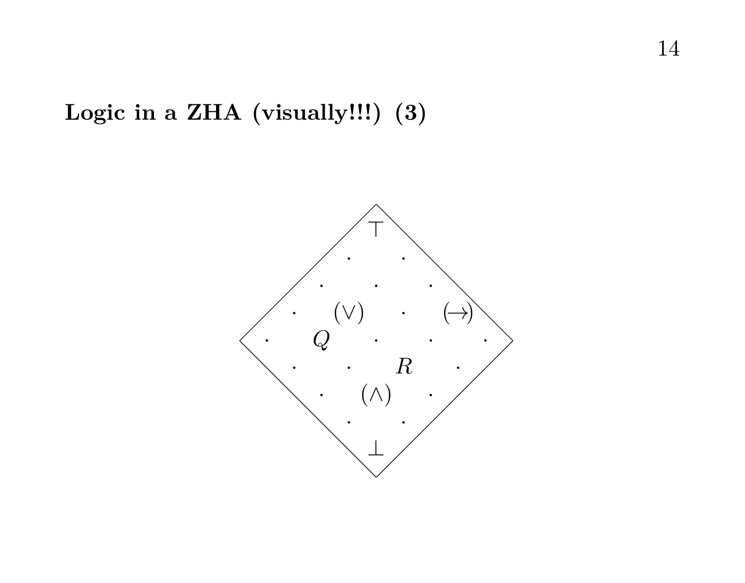**Logic in a ZHA (visually!!!) (3)**

$$
\begin{array}{ccccccccccc}
 & & & & & \top & & & & & \\
 & & & & \cdot & & \cdot & & & & \\
 & & & \cdot & & \cdot & & \cdot & & & \\
 & & \cdot & & (\vee) & & \cdot & & (\to) & & \\
 & \cdot & & Q & & \cdot & & \cdot & & \cdot & \\
 & & \cdot & & \cdot & & R & & \cdot & & \\
 & & & \cdot & & (\wedge) & & \cdot & & & \\
 & & & & \cdot & & \cdot & & & & \\
 & & & & & \bot & & & & & \\
\end{array}
$$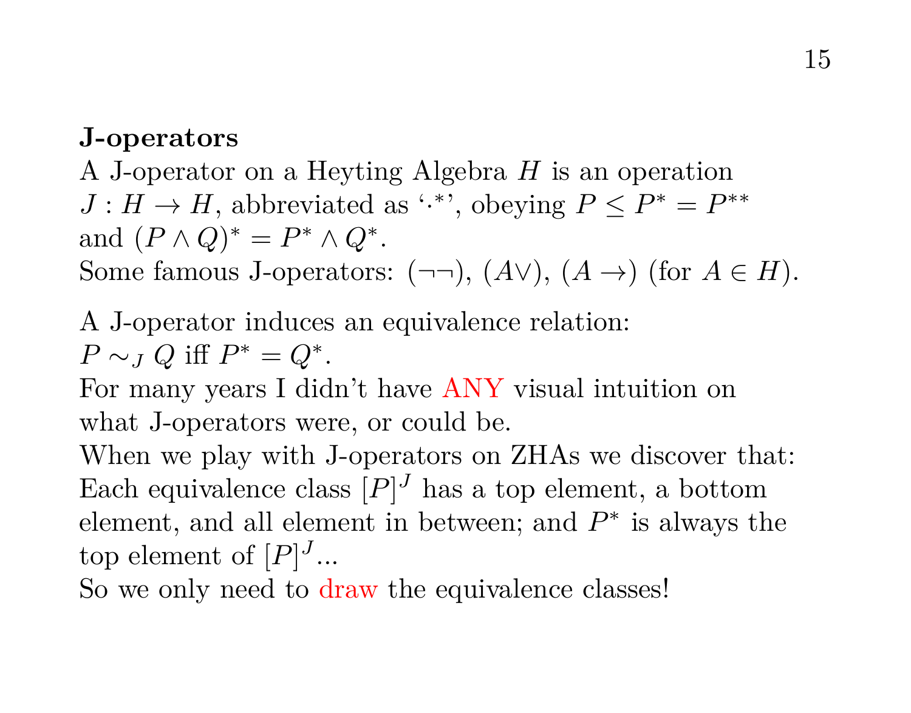**J-operators**

A J-operator on a Heyting Algebra $H$ is an operation $J : H \to H$, abbreviated as '$\cdot^*$', obeying $P \leq P^* = P^{**}$ and $(P \wedge Q)^* = P^* \wedge Q^*$.
Some famous J-operators: $(\neg\neg)$, $(A\vee)$, $(A \to)$ (for $A \in H$).

A J-operator induces an equivalence relation:
$P \sim_J Q$ iff $P^* = Q^*$.
For many years I didn't have ANY visual intuition on what J-operators were, or could be.
When we play with J-operators on ZHAs we discover that:
Each equivalence class $[P]^J$ has a top element, a bottom element, and all element in between; and $P^*$ is always the top element of $[P]^J$...
So we only need to draw the equivalence classes!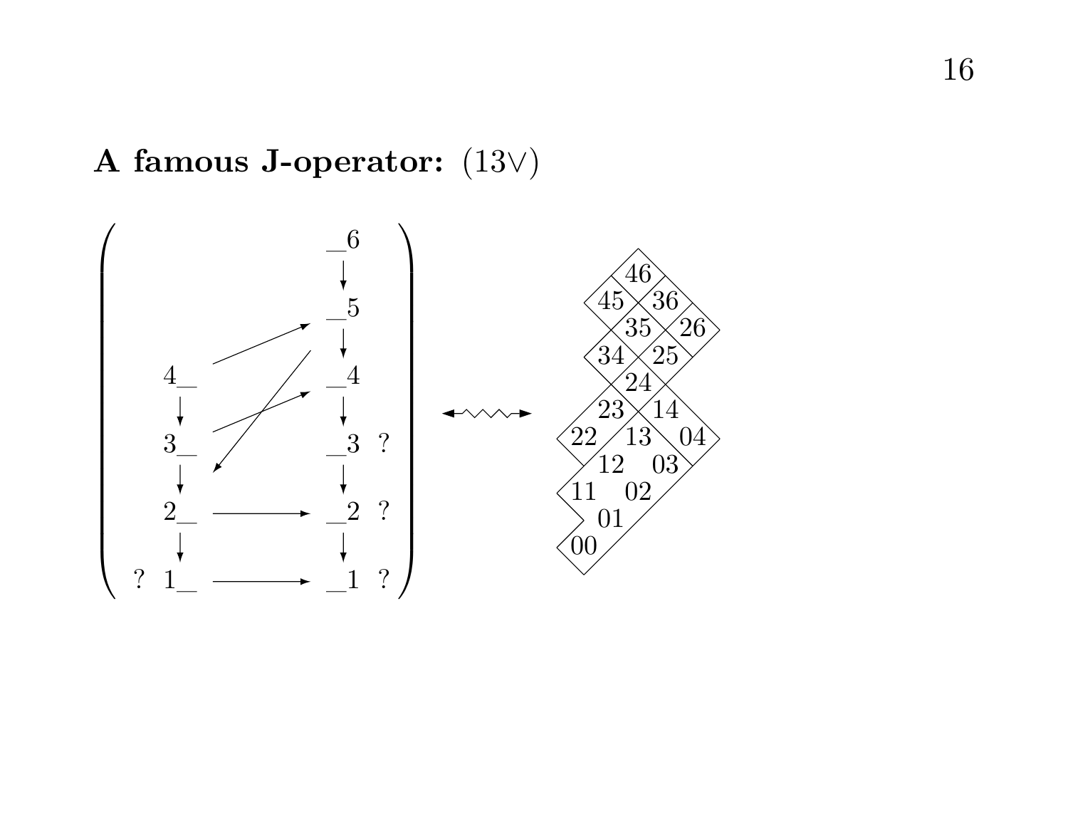**A famous J-operator:** $(13\vee)$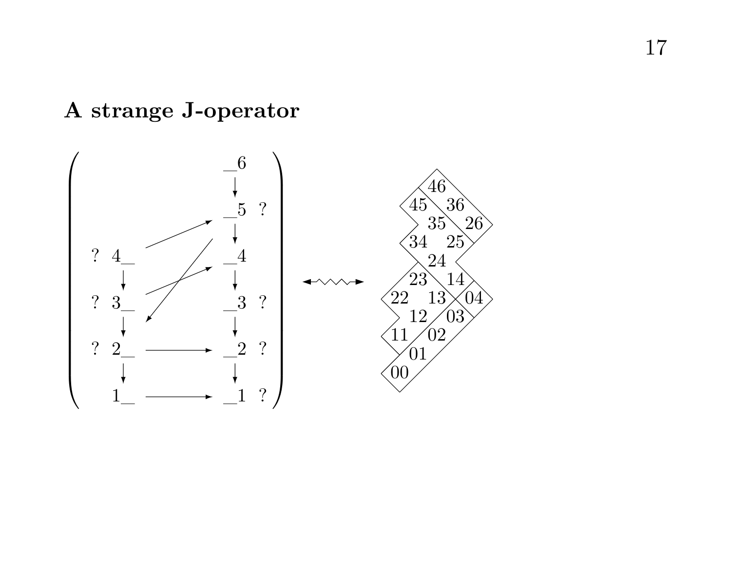## A strange J-operator

$$\begin{pmatrix} & & & \_6 & \\ & & & \downarrow & \\ & & & \_5 & ? \\ & & & \downarrow & \\ ? & 4\_ & & \_4 & \\ & \downarrow & & \downarrow & \\ ? & 3\_ & & \_3 & ? \\ & \downarrow & & \downarrow & \\ ? & 2\_ & \longrightarrow & \_2 & ? \\ & \downarrow & & \downarrow & \\ & 1\_ & \longrightarrow & \_1 & ? \end{pmatrix}$$

(with arrows $4\_ \to \_5$, $3\_ \to \_4$, $\_5 \to 2\_$)

$\longleftrightarrow$

Diagram cells: 46, 45, 36, 35, 26, 34, 25, 24, 23, 14, 22, 13, 04, 12, 03, 11, 02, 01, 00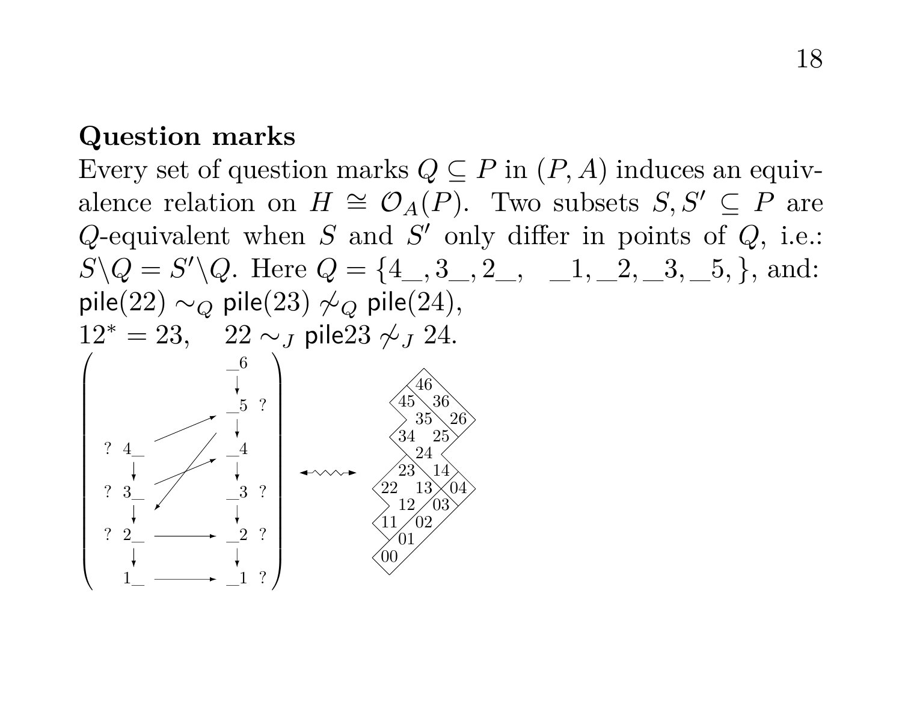**Question marks**

Every set of question marks $Q \subseteq P$ in $(P, A)$ induces an equivalence relation on $H \cong \mathcal{O}_A(P)$. Two subsets $S, S' \subseteq P$ are $Q$-equivalent when $S$ and $S'$ only differ in points of $Q$, i.e.: $S \backslash Q = S' \backslash Q$. Here $Q = \{4\_\_, 3\_\_, 2\_\_, \quad \_\_1, \_\_2, \_\_3, \_\_5, \}$, and:
$\mathsf{pile}(22) \sim_Q \mathsf{pile}(23) \not\sim_Q \mathsf{pile}(24)$,
$12^* = 23, \quad 22 \sim_J \mathsf{pile}23 \not\sim_J 24.$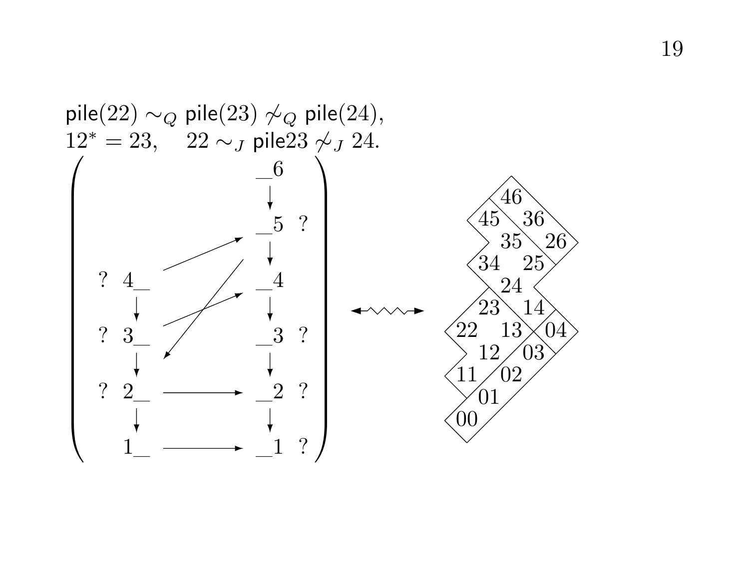$\mathsf{pile}(22) \sim_Q \mathsf{pile}(23) \not\sim_Q \mathsf{pile}(24)$,
$12^* = 23, \quad 22 \sim_J \mathsf{pile}23 \not\sim_J 24.$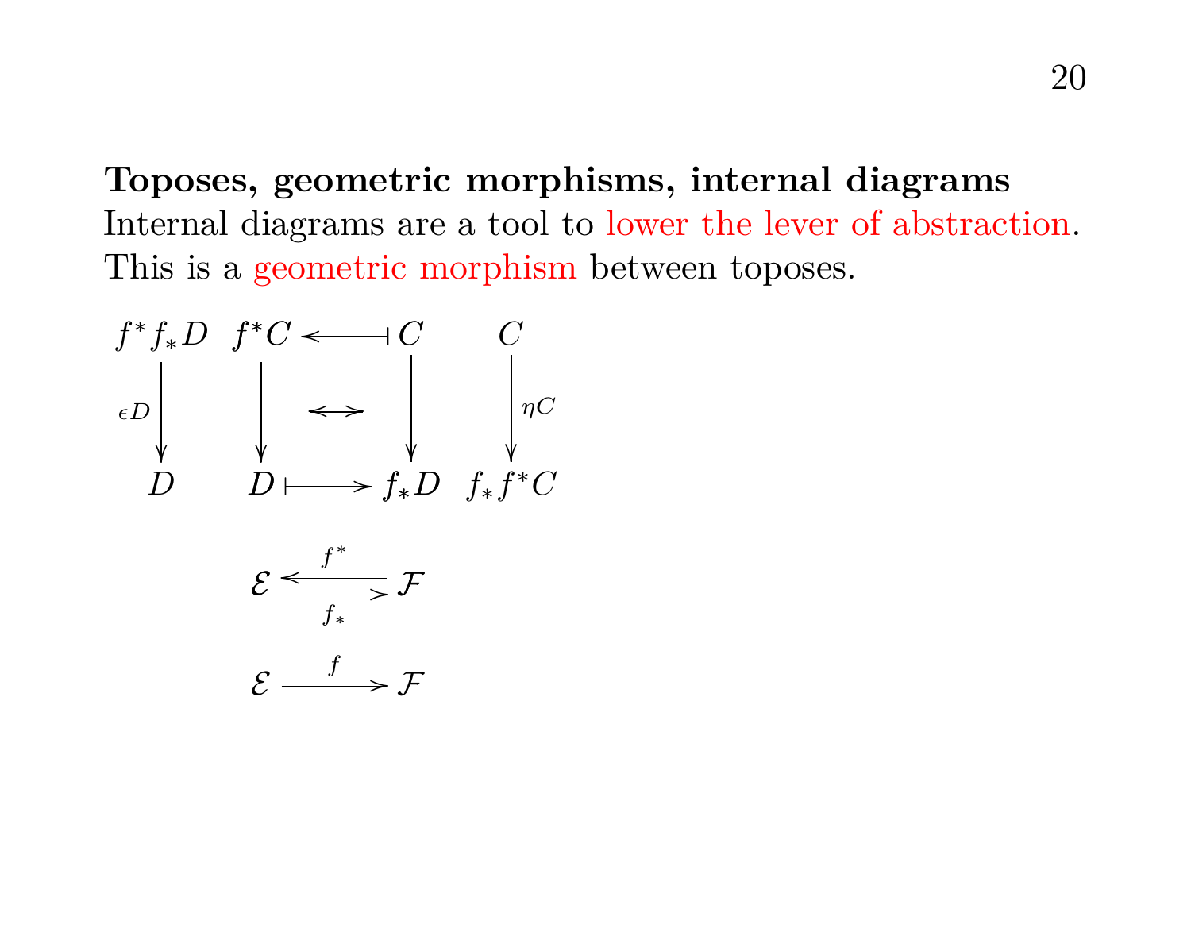**Toposes, geometric morphisms, internal diagrams**

Internal diagrams are a tool to lower the lever of abstraction.
This is a geometric morphism between toposes.

$$
\begin{array}{ccccc}
f^*f_*D & f^*C & \longleftarrow\!\!\!\shortmid & C & C \\
\downarrow{\scriptstyle \epsilon D} & \downarrow & \longleftrightarrow & \downarrow & \downarrow{\scriptstyle \eta C} \\
D & D & \longmapsto & f_*D & f_*f^*C
\end{array}
$$

$$
\mathcal{E} \underset{f_*}{\overset{f^*}{\leftrightarrows}} \mathcal{F}
$$

$$
\mathcal{E} \xrightarrow{f} \mathcal{F}
$$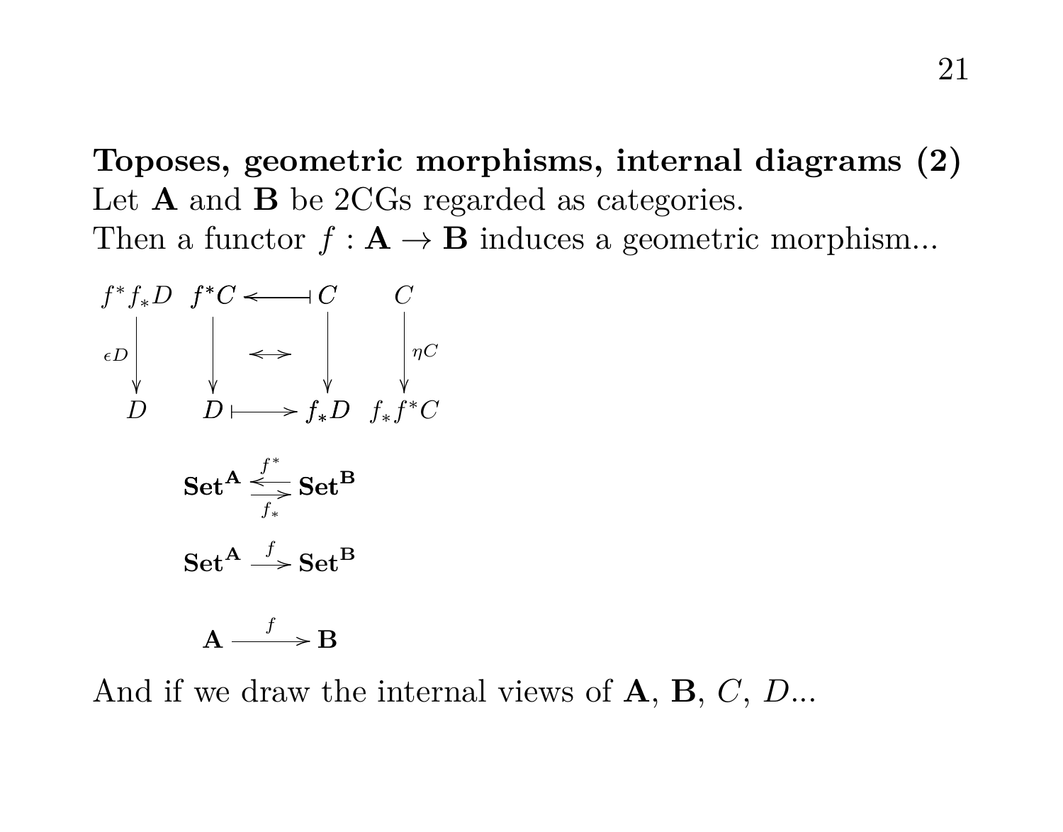**Toposes, geometric morphisms, internal diagrams (2)**
Let **A** and **B** be 2CGs regarded as categories.
Then a functor $f : \mathbf{A} \to \mathbf{B}$ induces a geometric morphism...

$$
\begin{array}{cccccc}
f^*f_*D & f^*C & \longleftarrow\!\shortmid & C & & C \\
\downarrow{\scriptstyle \epsilon D} & \downarrow & \longleftrightarrow & \downarrow & & \downarrow{\scriptstyle \eta C} \\
D & D & \longmapsto & f_*D & & f_*f^*C
\end{array}
$$

$$\mathbf{Set}^{\mathbf{A}} \underset{f_*}{\overset{f^*}{\rightleftarrows}} \mathbf{Set}^{\mathbf{B}}$$

$$\mathbf{Set}^{\mathbf{A}} \xrightarrow{f} \mathbf{Set}^{\mathbf{B}}$$

$$\mathbf{A} \xrightarrow{f} \mathbf{B}$$

And if we draw the internal views of **A**, **B**, $C$, $D$...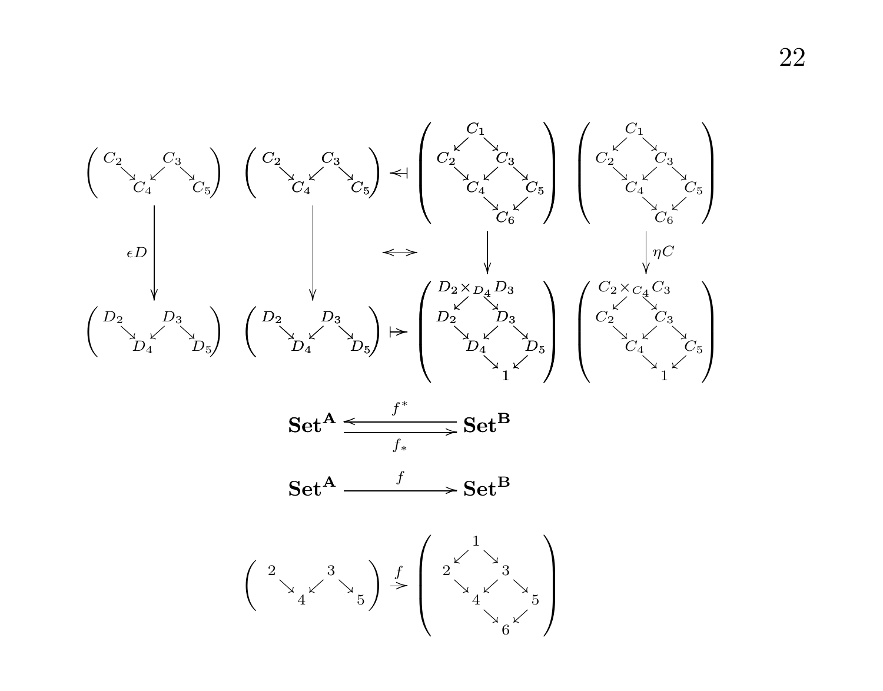$$
\left(\begin{array}{ccccc}
C_2 & & C_3 & & \\
& \searrow\;\; \swarrow & & \searrow & \\
& C_4 & & & C_5
\end{array}\right)
\qquad
\left(\begin{array}{ccccc}
C_2 & & C_3 & & \\
& \searrow\;\; \swarrow & & \searrow & \\
& C_4 & & & C_5
\end{array}\right)
\dashv
\left(\begin{array}{ccccc}
& C_1 & & & \\
\swarrow & & \searrow & & \\
C_2 & & C_3 & & \\
& \searrow\;\; \swarrow & & \searrow & \\
& C_4 & & & C_5 \\
& & \searrow & \swarrow & \\
& & & C_6 &
\end{array}\right)
\qquad
\left(\begin{array}{ccccc}
& C_1 & & & \\
\swarrow & & \searrow & & \\
C_2 & & C_3 & & \\
& \searrow\;\; \swarrow & & \searrow & \\
& C_4 & & & C_5 \\
& & \searrow & \swarrow & \\
& & & C_6 &
\end{array}\right)
$$

$$
\Big\downarrow \epsilon D \qquad\qquad \Big\downarrow \qquad \longleftrightarrow \qquad \Big\downarrow \qquad\qquad \Big\downarrow \eta C
$$

$$
\left(\begin{array}{ccccc}
D_2 & & D_3 & & \\
& \searrow\;\; \swarrow & & \searrow & \\
& D_4 & & & D_5
\end{array}\right)
\qquad
\left(\begin{array}{ccccc}
D_2 & & D_3 & & \\
& \searrow\;\; \swarrow & & \searrow & \\
& D_4 & & & D_5
\end{array}\right)
\mapsto
\left(\begin{array}{ccccc}
& D_2 \times_{D_4} D_3 & & & \\
\swarrow & & \searrow & & \\
D_2 & & D_3 & & \\
& \searrow\;\; \swarrow & & \searrow & \\
& D_4 & & & D_5 \\
& & \searrow & \swarrow & \\
& & & 1 &
\end{array}\right)
\qquad
\left(\begin{array}{ccccc}
& C_2 \times_{C_4} C_3 & & & \\
\swarrow & & \searrow & & \\
C_2 & & C_3 & & \\
& \searrow\;\; \swarrow & & \searrow & \\
& C_4 & & & C_5 \\
& & \searrow & \swarrow & \\
& & & 1 &
\end{array}\right)
$$

$$
\mathbf{Set}^{\mathbf{A}} \underset{f_*}{\overset{f^*}{\rightleftarrows}} \mathbf{Set}^{\mathbf{B}}
$$

$$
\mathbf{Set}^{\mathbf{A}} \xrightarrow{\quad f \quad} \mathbf{Set}^{\mathbf{B}}
$$

$$
\left(\begin{array}{ccccc}
2 & & 3 & & \\
& \searrow\;\; \swarrow & & \searrow & \\
& 4 & & & 5
\end{array}\right)
\xrightarrow{f}
\left(\begin{array}{ccccc}
& 1 & & & \\
\swarrow & & \searrow & & \\
2 & & 3 & & \\
& \searrow\;\; \swarrow & & \searrow & \\
& 4 & & & 5 \\
& & \searrow & \swarrow & \\
& & & 6 &
\end{array}\right)
$$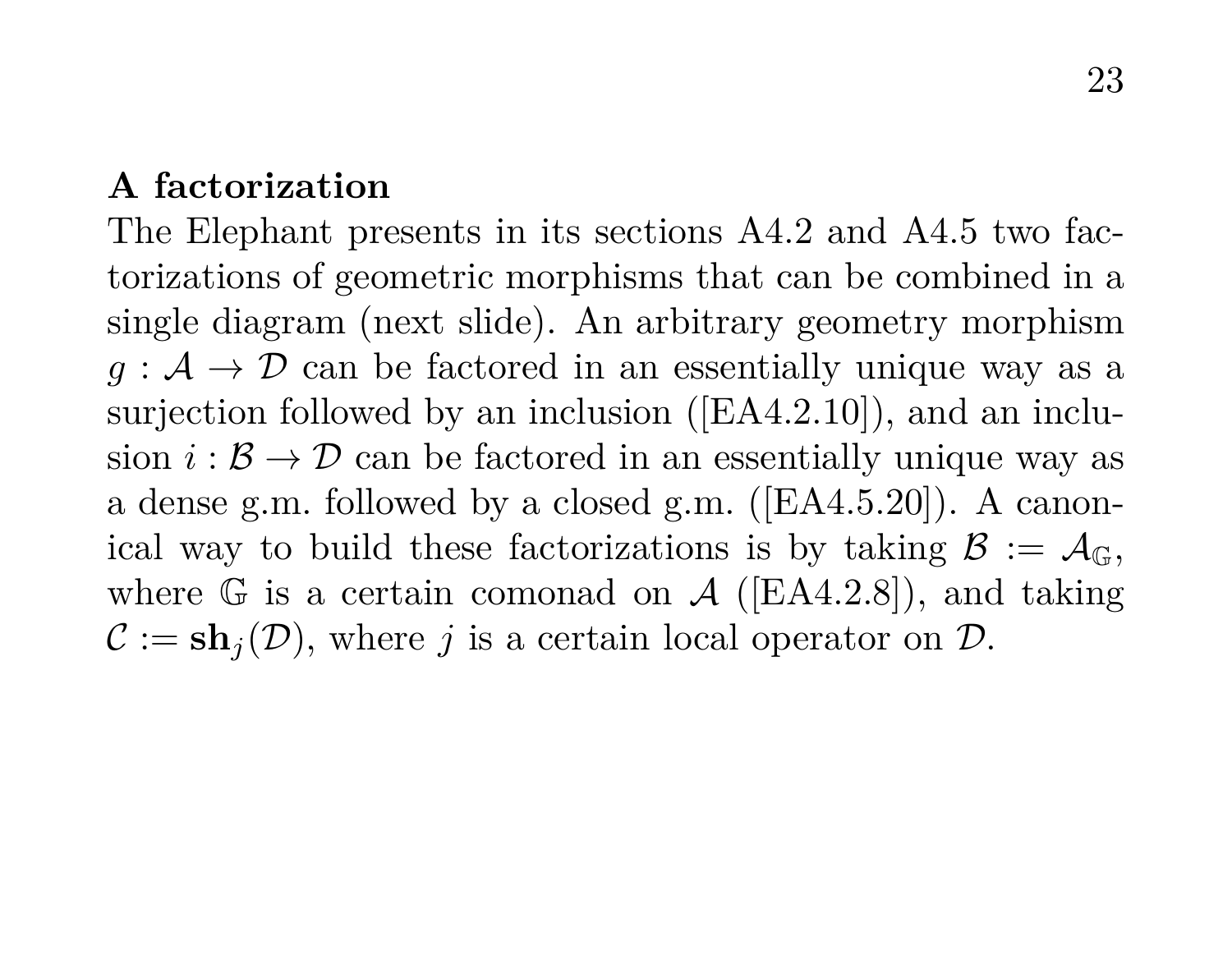**A factorization**

The Elephant presents in its sections A4.2 and A4.5 two factorizations of geometric morphisms that can be combined in a single diagram (next slide). An arbitrary geometry morphism $g : \mathcal{A} \to \mathcal{D}$ can be factored in an essentially unique way as a surjection followed by an inclusion ([EA4.2.10]), and an inclusion $i : \mathcal{B} \to \mathcal{D}$ can be factored in an essentially unique way as a dense g.m. followed by a closed g.m. ([EA4.5.20]). A canonical way to build these factorizations is by taking $\mathcal{B} := \mathcal{A}_{\mathbb{G}}$, where $\mathbb{G}$ is a certain comonad on $\mathcal{A}$ ([EA4.2.8]), and taking $\mathcal{C} := \mathbf{sh}_j(\mathcal{D})$, where $j$ is a certain local operator on $\mathcal{D}$.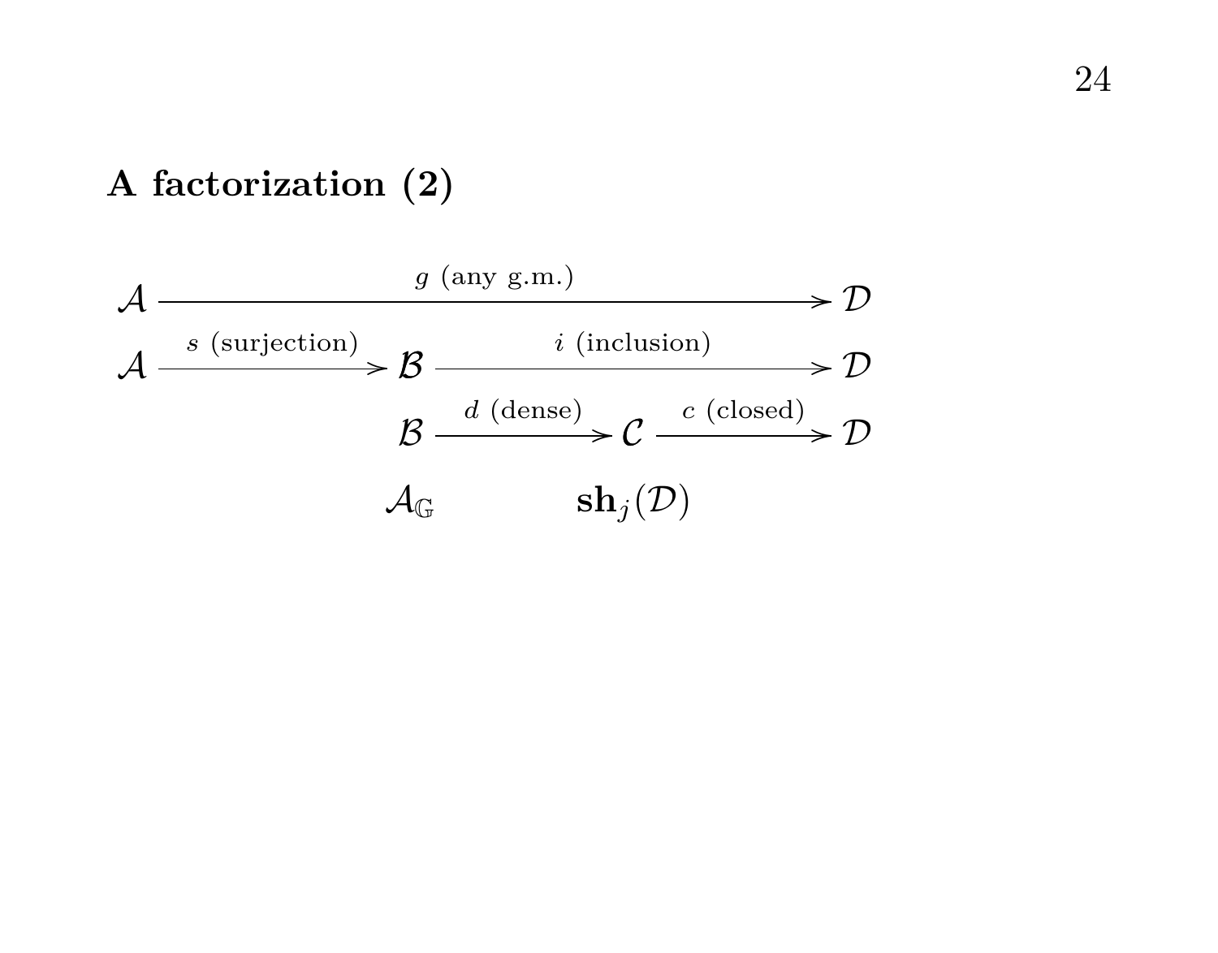## A factorization (2)

$$
\begin{array}{ccccccc}
\mathcal{A} & & \xrightarrow{\quad\quad\quad\quad g \text{ (any g.m.)} \quad\quad\quad\quad} & & & & \mathcal{D} \\
\mathcal{A} & \xrightarrow{s \text{ (surjection)}} & \mathcal{B} & & \xrightarrow{\quad i \text{ (inclusion)} \quad} & & \mathcal{D} \\
& & \mathcal{B} & \xrightarrow{d \text{ (dense)}} & \mathcal{C} & \xrightarrow{c \text{ (closed)}} & \mathcal{D} \\
& & \mathcal{A}_{\mathbb{G}} & & \mathbf{sh}_j(\mathcal{D}) & &
\end{array}
$$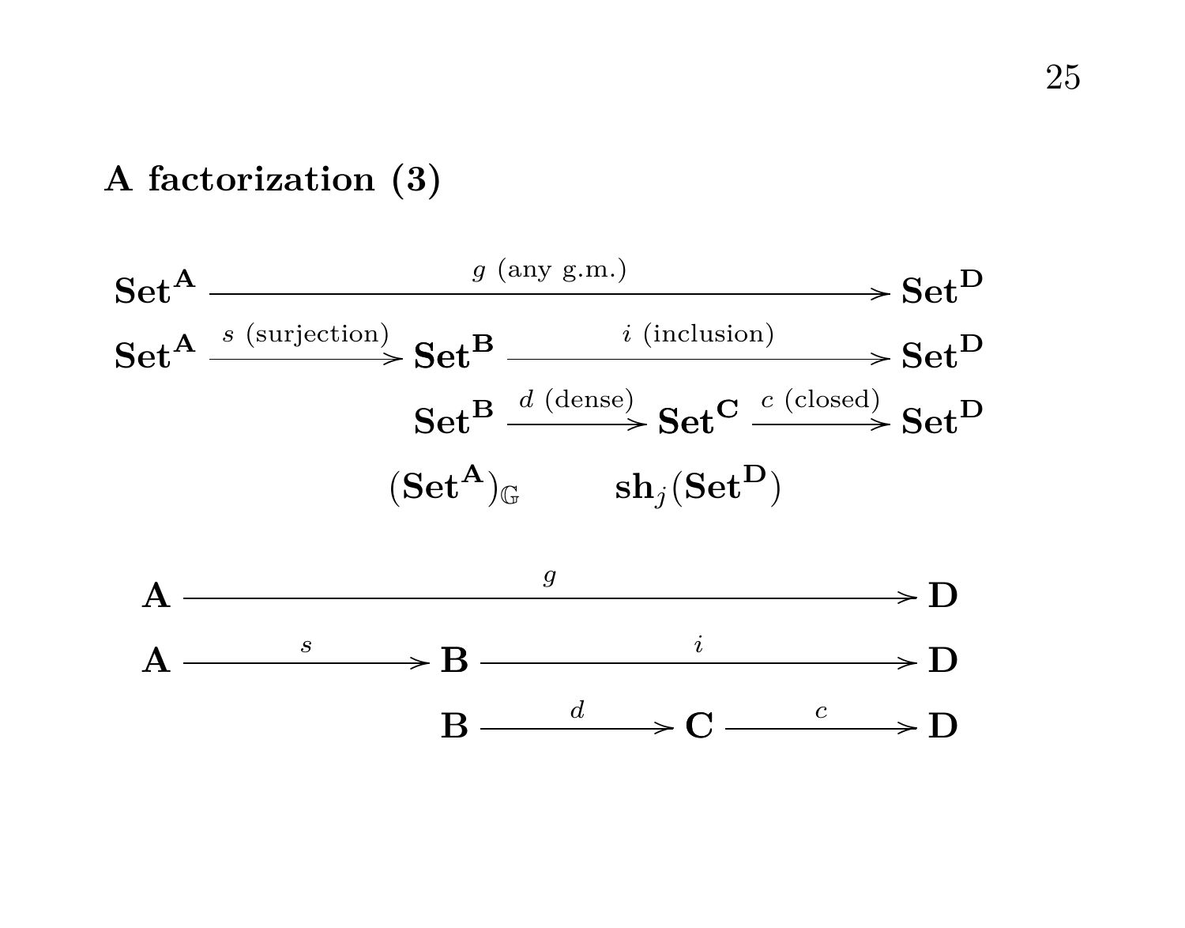## A factorization (3)

$$\mathbf{Set}^{\mathbf{A}} \xrightarrow{\quad g \text{ (any g.m.)} \quad} \mathbf{Set}^{\mathbf{D}}$$

$$\mathbf{Set}^{\mathbf{A}} \xrightarrow{s \text{ (surjection)}} \mathbf{Set}^{\mathbf{B}} \xrightarrow{\quad i \text{ (inclusion)} \quad} \mathbf{Set}^{\mathbf{D}}$$

$$\mathbf{Set}^{\mathbf{B}} \xrightarrow{d \text{ (dense)}} \mathbf{Set}^{\mathbf{C}} \xrightarrow{c \text{ (closed)}} \mathbf{Set}^{\mathbf{D}}$$

$$(\mathbf{Set}^{\mathbf{A}})_{\mathbb{G}} \qquad \mathbf{sh}_j(\mathbf{Set}^{\mathbf{D}})$$

$$\mathbf{A} \xrightarrow{\quad\quad g \quad\quad} \mathbf{D}$$

$$\mathbf{A} \xrightarrow{s} \mathbf{B} \xrightarrow{i} \mathbf{D}$$

$$\mathbf{B} \xrightarrow{d} \mathbf{C} \xrightarrow{c} \mathbf{D}$$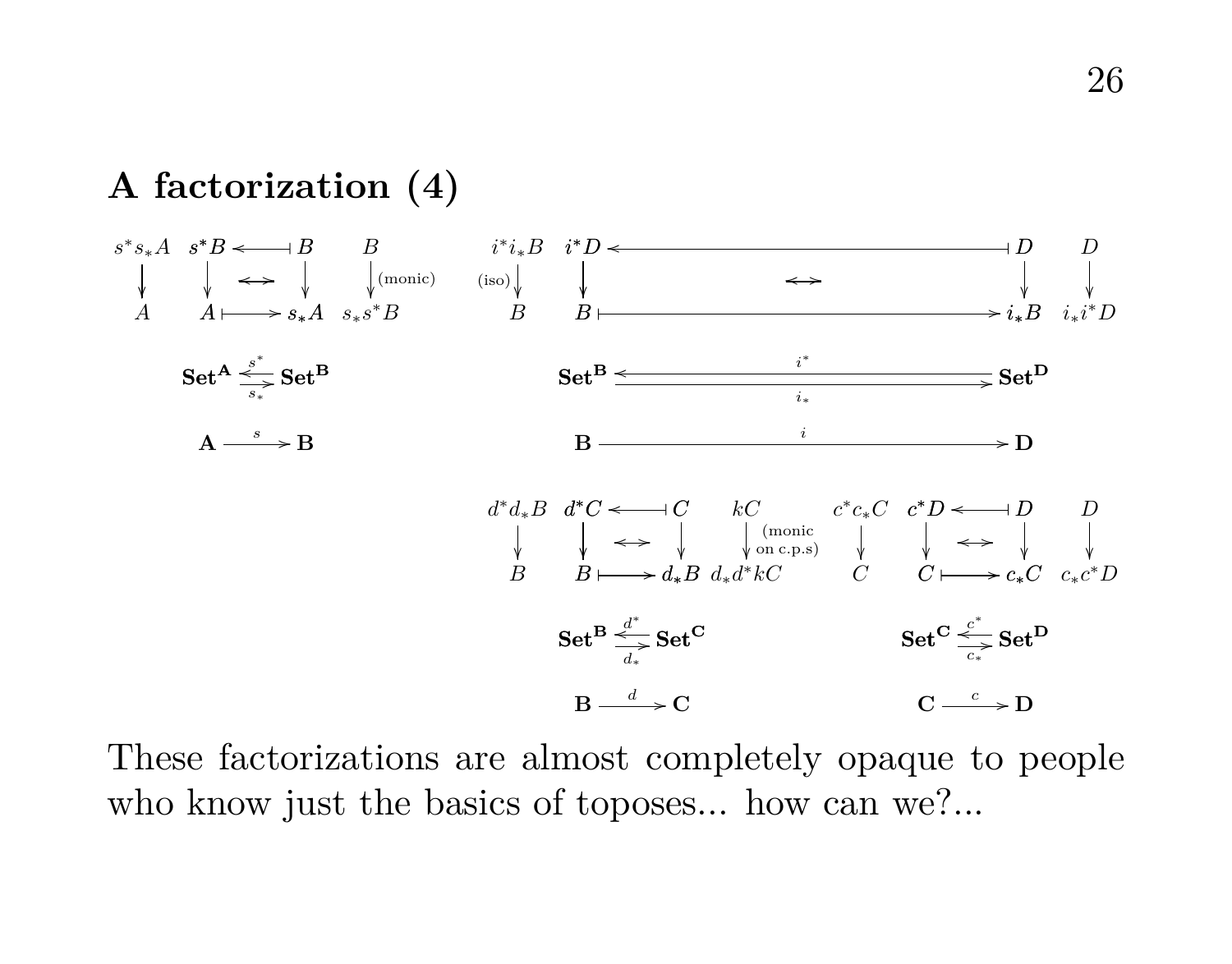## A factorization (4)

$$
\begin{array}{cccc}
s^*s_*A & s^*B & \leftarrow\!\!\shortmid & B & B \\
\downarrow & \downarrow & \leftrightarrow & \downarrow & \downarrow \text{(monic)} \\
A & A & \mapsto & s_*A & s_*s^*B
\end{array}
\qquad
\begin{array}{cccc}
i^*i_*B & i^*D & \leftarrow\!\!\shortmid & D & D \\
\text{(iso)}\downarrow & \downarrow & \leftrightarrow & \downarrow & \downarrow \\
B & B & \mapsto & i_*B & i_*i^*D
\end{array}
$$

$$
\mathbf{Set^A} \underset{s_*}{\overset{s^*}{\rightleftarrows}} \mathbf{Set^B}
\qquad
\mathbf{Set^B} \underset{i_*}{\overset{i^*}{\rightleftarrows}} \mathbf{Set^D}
$$

$$
\mathbf{A} \xrightarrow{s} \mathbf{B}
\qquad
\mathbf{B} \xrightarrow{i} \mathbf{D}
$$

$$
\begin{array}{cccc}
d^*d_*B & d^*C & \leftarrow\!\!\shortmid & C & kC \\
\downarrow & \downarrow & \leftrightarrow & \downarrow & \downarrow \text{(monic on c.p.s)} \\
B & B & \mapsto & d_*B & d_*d^*kC
\end{array}
\qquad
\begin{array}{cccc}
c^*c_*C & c^*D & \leftarrow\!\!\shortmid & D & D \\
\downarrow & \downarrow & \leftrightarrow & \downarrow & \downarrow \\
C & C & \mapsto & c_*C & c_*c^*D
\end{array}
$$

$$
\mathbf{Set^B} \underset{d_*}{\overset{d^*}{\rightleftarrows}} \mathbf{Set^C}
\qquad
\mathbf{Set^C} \underset{c_*}{\overset{c^*}{\rightleftarrows}} \mathbf{Set^D}
$$

$$
\mathbf{B} \xrightarrow{d} \mathbf{C}
\qquad
\mathbf{C} \xrightarrow{c} \mathbf{D}
$$

These factorizations are almost completely opaque to people who know just the basics of toposes... how can we?...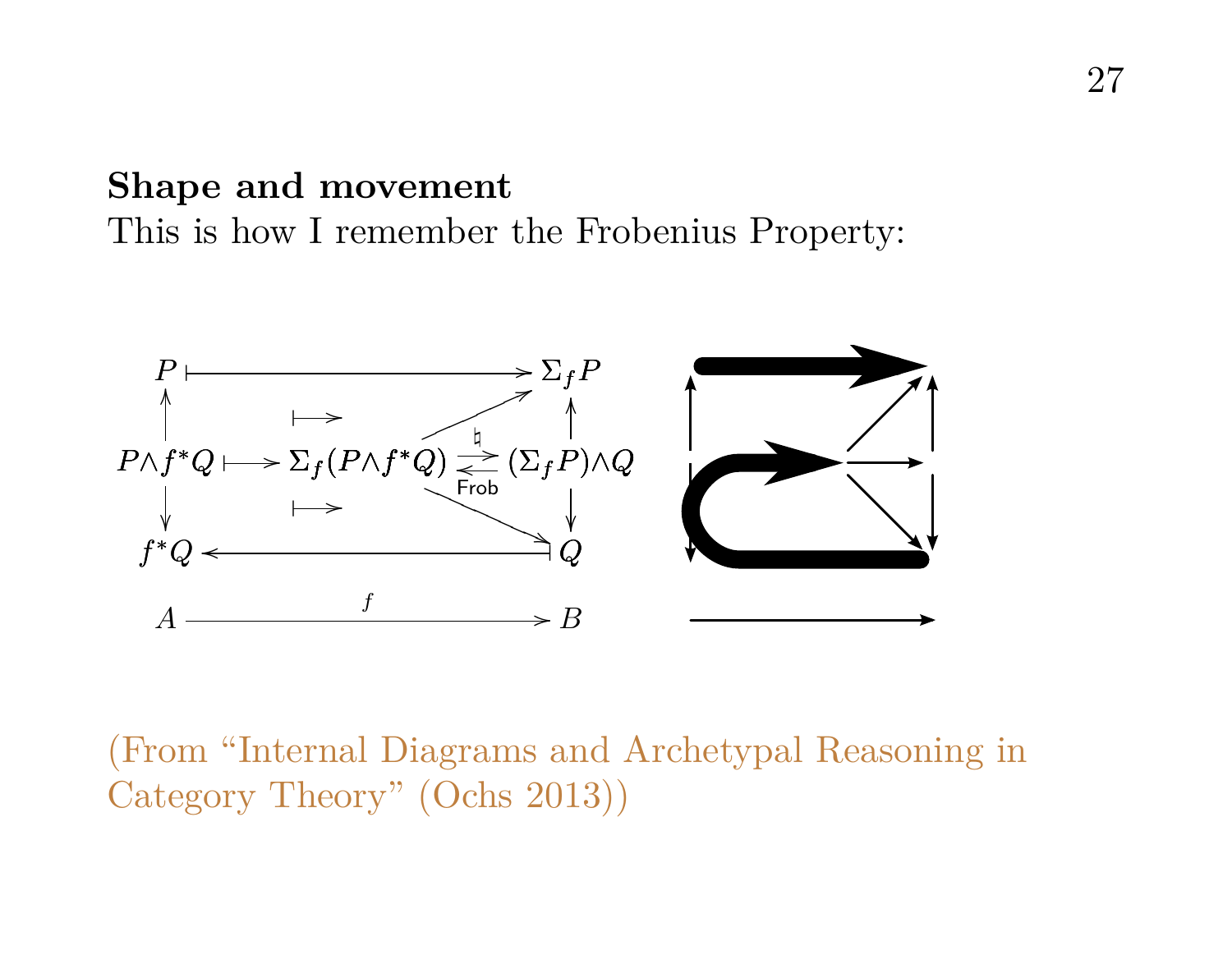**Shape and movement**

This is how I remember the Frobenius Property:

$P$ ↦ $\Sigma_f P$

$P \wedge f^*Q$ ↦ $\Sigma_f(P \wedge f^*Q)$ $\underset{\text{Frob}}{\overset{\natural}{\rightleftarrows}}$ $(\Sigma_f P) \wedge Q$

$f^*Q$ ↤ $Q$

$A \xrightarrow{f} B$

(From "Internal Diagrams and Archetypal Reasoning in Category Theory" (Ochs 2013))